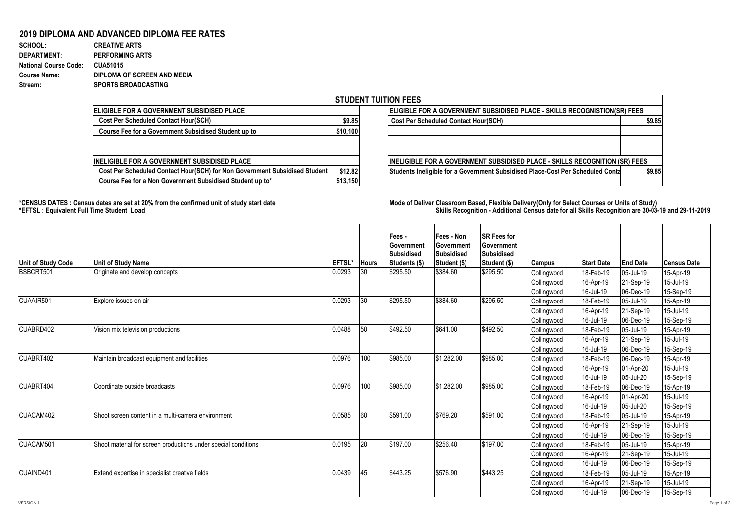# 2019 DIPLOMA AND ADVANCED DIPLOMA FEE RATES

**SCHOOL:** CREATIVE ARTS
**DEPARTMENT:** PERFORMING ARTS
**National Course Code:** CUA51015
**Course Name:** DIPLOMA OF SCREEN AND MEDIA
**Stream:** SPORTS BROADCASTING

## STUDENT TUITION FEES

| ELIGIBLE FOR A GOVERNMENT SUBSIDISED PLACE | | ELIGIBLE FOR A GOVERNMENT SUBSIDISED PLACE - SKILLS RECOGNISTION(SR) FEES | |
|---|---|---|---|
| Cost Per Scheduled Contact Hour(SCH) | $9.85 | Cost Per Scheduled Contact Hour(SCH) | $9.85 |
| Course Fee for a Government Subsidised Student up to | $10,100 | | |
| | | | |
| | | | |
| **INELIGIBLE FOR A GOVERNMENT SUBSIDISED PLACE** | | **INELIGIBLE FOR A GOVERNMENT SUBSIDISED PLACE - SKILLS RECOGNITION (SR) FEES** | |
| Cost Per Scheduled Contact Hour(SCH) for Non Government Subsidised Student | $12.82 | Students Ineligible for a Government Subsidised Place-Cost Per Scheduled Conta | $9.85 |
| Course Fee for a Non Government Subsidised Student up to* | $13,150 | | |

**\*CENSUS DATES : Census dates are set at 20% from the confirmed unit of study start date**
**\*EFTSL : Equivalent Full Time Student Load**

**Mode of Deliver Classroom Based, Flexible Delivery(Only for Select Courses or Units of Study)**
**Skills Recognition - Additional Census date for all Skills Recognition are 30-03-19 and 29-11-2019**

| Unit of Study Code | Unit of Study Name | EFTSL* | Hours | Fees - Government Subsidised Students ($) | Fees - Non Government Subsidised Student ($) | SR Fees for Government Subsidised Student ($) | Campus | Start Date | End Date | Census Date |
|---|---|---|---|---|---|---|---|---|---|---|
| BSBCRT501 | Originate and develop concepts | 0.0293 | 30 | $295.50 | $384.60 | $295.50 | Collingwood | 18-Feb-19 | 05-Jul-19 | 15-Apr-19 |
| | | | | | | | Collingwood | 16-Apr-19 | 21-Sep-19 | 15-Jul-19 |
| | | | | | | | Collingwood | 16-Jul-19 | 06-Dec-19 | 15-Sep-19 |
| CUAAIR501 | Explore issues on air | 0.0293 | 30 | $295.50 | $384.60 | $295.50 | Collingwood | 18-Feb-19 | 05-Jul-19 | 15-Apr-19 |
| | | | | | | | Collingwood | 16-Apr-19 | 21-Sep-19 | 15-Jul-19 |
| | | | | | | | Collingwood | 16-Jul-19 | 06-Dec-19 | 15-Sep-19 |
| CUABRD402 | Vision mix television productions | 0.0488 | 50 | $492.50 | $641.00 | $492.50 | Collingwood | 18-Feb-19 | 05-Jul-19 | 15-Apr-19 |
| | | | | | | | Collingwood | 16-Apr-19 | 21-Sep-19 | 15-Jul-19 |
| | | | | | | | Collingwood | 16-Jul-19 | 06-Dec-19 | 15-Sep-19 |
| CUABRT402 | Maintain broadcast equipment and facilities | 0.0976 | 100 | $985.00 | $1,282.00 | $985.00 | Collingwood | 18-Feb-19 | 06-Dec-19 | 15-Apr-19 |
| | | | | | | | Collingwood | 16-Apr-19 | 01-Apr-20 | 15-Jul-19 |
| | | | | | | | Collingwood | 16-Jul-19 | 05-Jul-20 | 15-Sep-19 |
| CUABRT404 | Coordinate outside broadcasts | 0.0976 | 100 | $985.00 | $1,282.00 | $985.00 | Collingwood | 18-Feb-19 | 06-Dec-19 | 15-Apr-19 |
| | | | | | | | Collingwood | 16-Apr-19 | 01-Apr-20 | 15-Jul-19 |
| | | | | | | | Collingwood | 16-Jul-19 | 05-Jul-20 | 15-Sep-19 |
| CUACAM402 | Shoot screen content in a multi-camera environment | 0.0585 | 60 | $591.00 | $769.20 | $591.00 | Collingwood | 18-Feb-19 | 05-Jul-19 | 15-Apr-19 |
| | | | | | | | Collingwood | 16-Apr-19 | 21-Sep-19 | 15-Jul-19 |
| | | | | | | | Collingwood | 16-Jul-19 | 06-Dec-19 | 15-Sep-19 |
| CUACAM501 | Shoot material for screen productions under special conditions | 0.0195 | 20 | $197.00 | $256.40 | $197.00 | Collingwood | 18-Feb-19 | 05-Jul-19 | 15-Apr-19 |
| | | | | | | | Collingwood | 16-Apr-19 | 21-Sep-19 | 15-Jul-19 |
| | | | | | | | Collingwood | 16-Jul-19 | 06-Dec-19 | 15-Sep-19 |
| CUAIND401 | Extend expertise in specialist creative fields | 0.0439 | 45 | $443.25 | $576.90 | $443.25 | Collingwood | 18-Feb-19 | 05-Jul-19 | 15-Apr-19 |
| | | | | | | | Collingwood | 16-Apr-19 | 21-Sep-19 | 15-Jul-19 |
| | | | | | | | Collingwood | 16-Jul-19 | 06-Dec-19 | 15-Sep-19 |

VERSION 1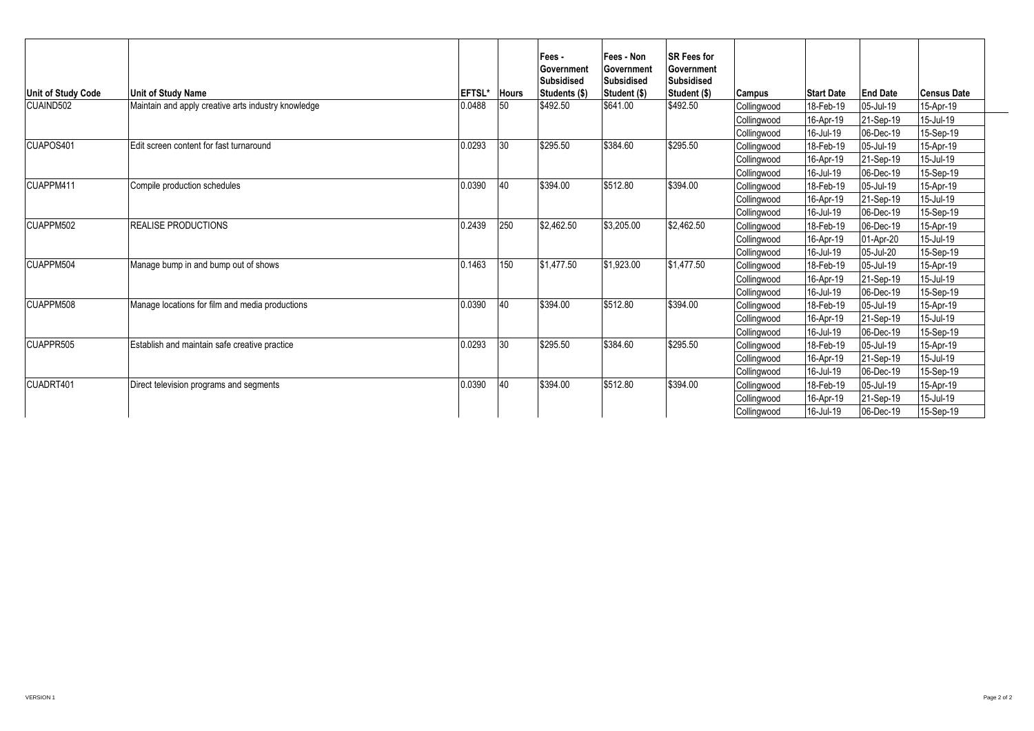| Unit of Study Code | Unit of Study Name | EFTSL* | Hours | Fees - Government Subsidised Students ($) | Fees - Non Government Subsidised Student ($) | SR Fees for Government Subsidised Student ($) | Campus | Start Date | End Date | Census Date |
|---|---|---|---|---|---|---|---|---|---|---|
| CUAIND502 | Maintain and apply creative arts industry knowledge | 0.0488 | 50 | $492.50 | $641.00 | $492.50 | Collingwood | 18-Feb-19 | 05-Jul-19 | 15-Apr-19 |
| | | | | | | | Collingwood | 16-Apr-19 | 21-Sep-19 | 15-Jul-19 |
| | | | | | | | Collingwood | 16-Jul-19 | 06-Dec-19 | 15-Sep-19 |
| CUAPOS401 | Edit screen content for fast turnaround | 0.0293 | 30 | $295.50 | $384.60 | $295.50 | Collingwood | 18-Feb-19 | 05-Jul-19 | 15-Apr-19 |
| | | | | | | | Collingwood | 16-Apr-19 | 21-Sep-19 | 15-Jul-19 |
| | | | | | | | Collingwood | 16-Jul-19 | 06-Dec-19 | 15-Sep-19 |
| CUAPPM411 | Compile production schedules | 0.0390 | 40 | $394.00 | $512.80 | $394.00 | Collingwood | 18-Feb-19 | 05-Jul-19 | 15-Apr-19 |
| | | | | | | | Collingwood | 16-Apr-19 | 21-Sep-19 | 15-Jul-19 |
| | | | | | | | Collingwood | 16-Jul-19 | 06-Dec-19 | 15-Sep-19 |
| CUAPPM502 | REALISE PRODUCTIONS | 0.2439 | 250 | $2,462.50 | $3,205.00 | $2,462.50 | Collingwood | 18-Feb-19 | 06-Dec-19 | 15-Apr-19 |
| | | | | | | | Collingwood | 16-Apr-19 | 01-Apr-20 | 15-Jul-19 |
| | | | | | | | Collingwood | 16-Jul-19 | 05-Jul-20 | 15-Sep-19 |
| CUAPPM504 | Manage bump in and bump out of shows | 0.1463 | 150 | $1,477.50 | $1,923.00 | $1,477.50 | Collingwood | 18-Feb-19 | 05-Jul-19 | 15-Apr-19 |
| | | | | | | | Collingwood | 16-Apr-19 | 21-Sep-19 | 15-Jul-19 |
| | | | | | | | Collingwood | 16-Jul-19 | 06-Dec-19 | 15-Sep-19 |
| CUAPPM508 | Manage locations for film and media productions | 0.0390 | 40 | $394.00 | $512.80 | $394.00 | Collingwood | 18-Feb-19 | 05-Jul-19 | 15-Apr-19 |
| | | | | | | | Collingwood | 16-Apr-19 | 21-Sep-19 | 15-Jul-19 |
| | | | | | | | Collingwood | 16-Jul-19 | 06-Dec-19 | 15-Sep-19 |
| CUAPPR505 | Establish and maintain safe creative practice | 0.0293 | 30 | $295.50 | $384.60 | $295.50 | Collingwood | 18-Feb-19 | 05-Jul-19 | 15-Apr-19 |
| | | | | | | | Collingwood | 16-Apr-19 | 21-Sep-19 | 15-Jul-19 |
| | | | | | | | Collingwood | 16-Jul-19 | 06-Dec-19 | 15-Sep-19 |
| CUADRT401 | Direct television programs and segments | 0.0390 | 40 | $394.00 | $512.80 | $394.00 | Collingwood | 18-Feb-19 | 05-Jul-19 | 15-Apr-19 |
| | | | | | | | Collingwood | 16-Apr-19 | 21-Sep-19 | 15-Jul-19 |
| | | | | | | | Collingwood | 16-Jul-19 | 06-Dec-19 | 15-Sep-19 |

VERSION 1